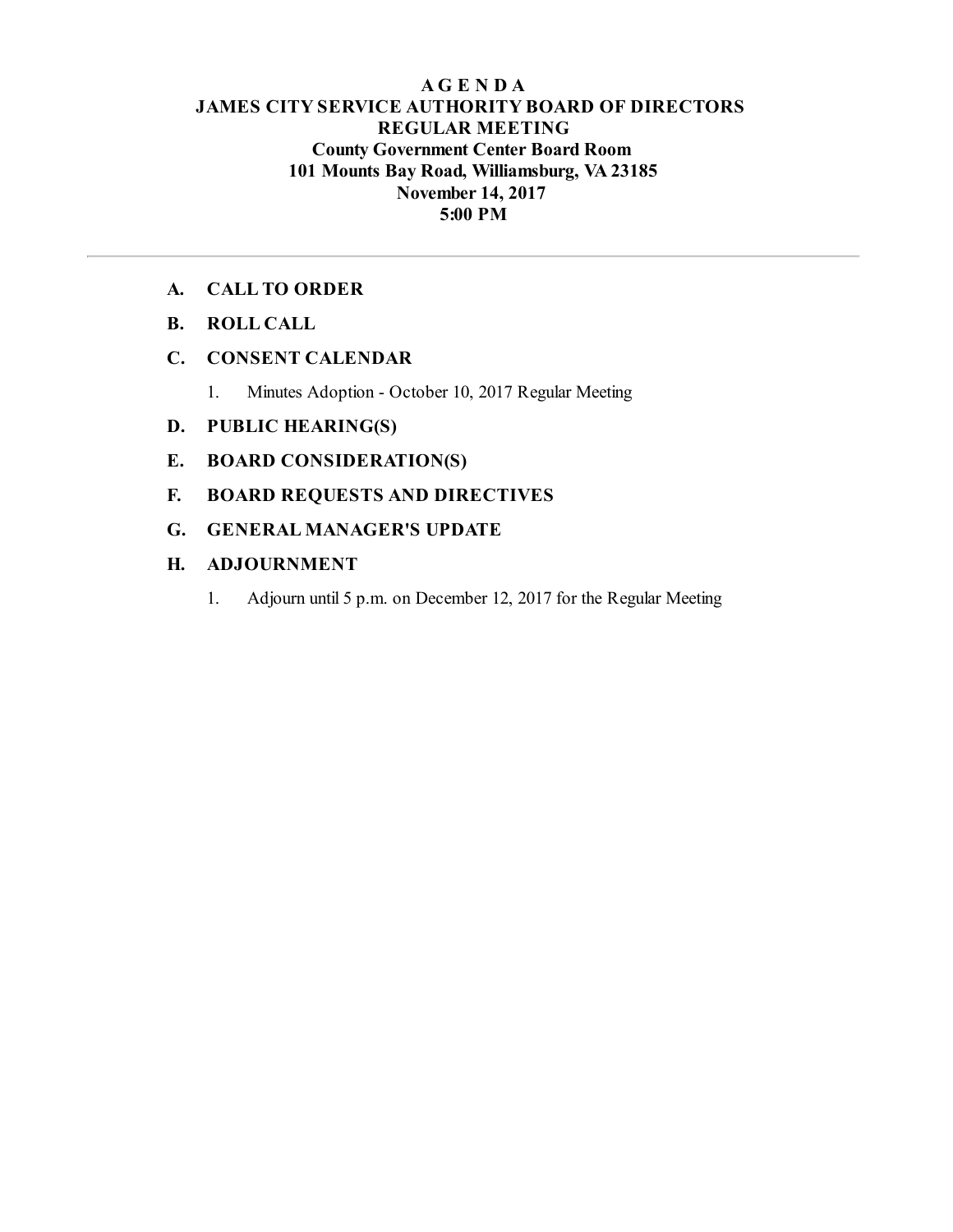# A G E N D A

## JAMES CITY SERVICE AUTHORITY BOARD OF DIRECTORS

## REGULAR MEETING

**County Government Center Board Room**
**101 Mounts Bay Road, Williamsburg, VA 23185**
**November 14, 2017**
**5:00 PM**

---

**A. CALL TO ORDER**

**B. ROLL CALL**

**C. CONSENT CALENDAR**

1. Minutes Adoption - October 10, 2017 Regular Meeting

**D. PUBLIC HEARING(S)**

**E. BOARD CONSIDERATION(S)**

**F. BOARD REQUESTS AND DIRECTIVES**

**G. GENERAL MANAGER'S UPDATE**

**H. ADJOURNMENT**

1. Adjourn until 5 p.m. on December 12, 2017 for the Regular Meeting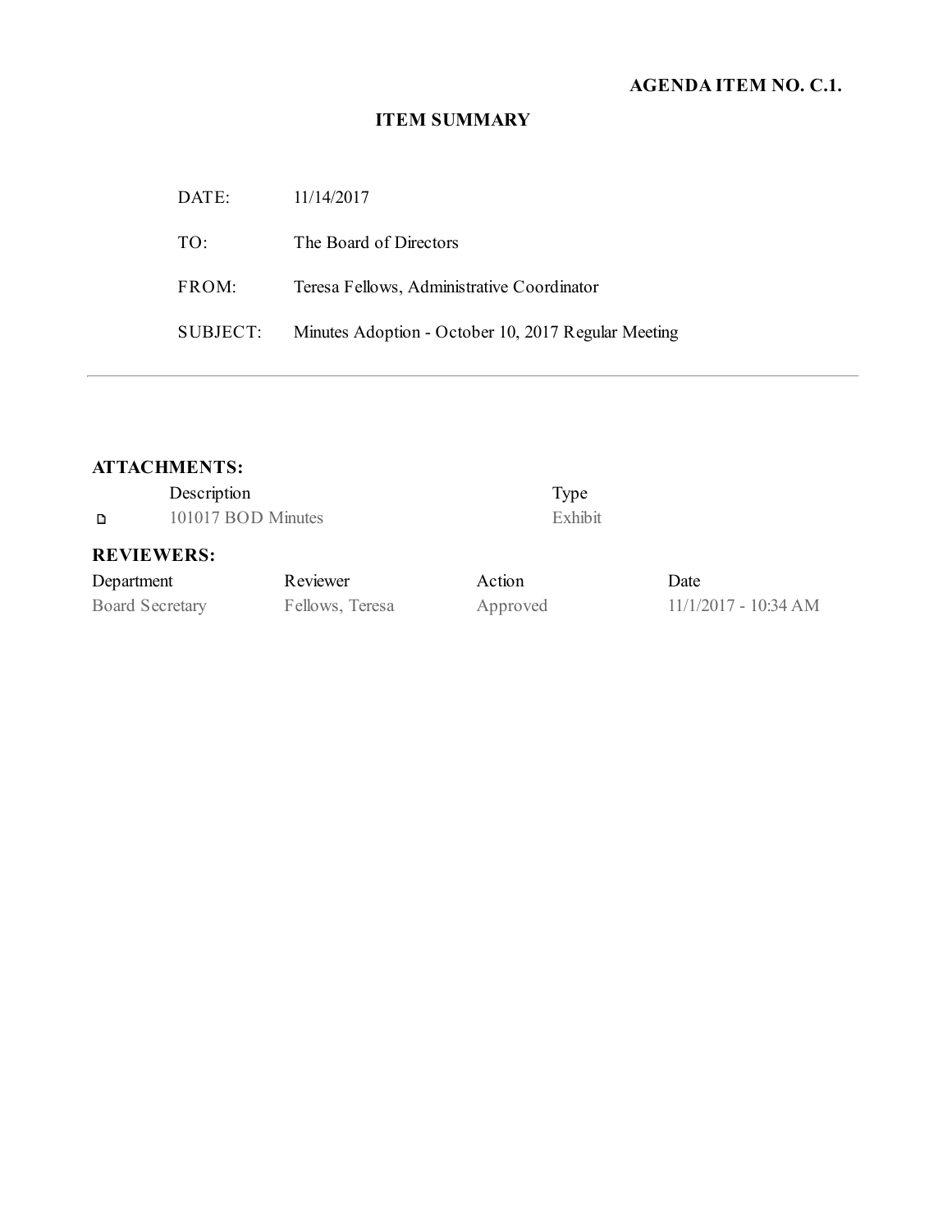**AGENDA ITEM NO. C.1.**

# ITEM SUMMARY

| | |
|---|---|
| DATE: | 11/14/2017 |
| TO: | The Board of Directors |
| FROM: | Teresa Fellows, Administrative Coordinator |
| SUBJECT: | Minutes Adoption - October 10, 2017 Regular Meeting |

---

## ATTACHMENTS:

| | Description | Type |
|---|---|---|
| ◻ | 101017 BOD Minutes | Exhibit |

## REVIEWERS:

| Department | Reviewer | Action | Date |
|---|---|---|---|
| Board Secretary | Fellows, Teresa | Approved | 11/1/2017 - 10:34 AM |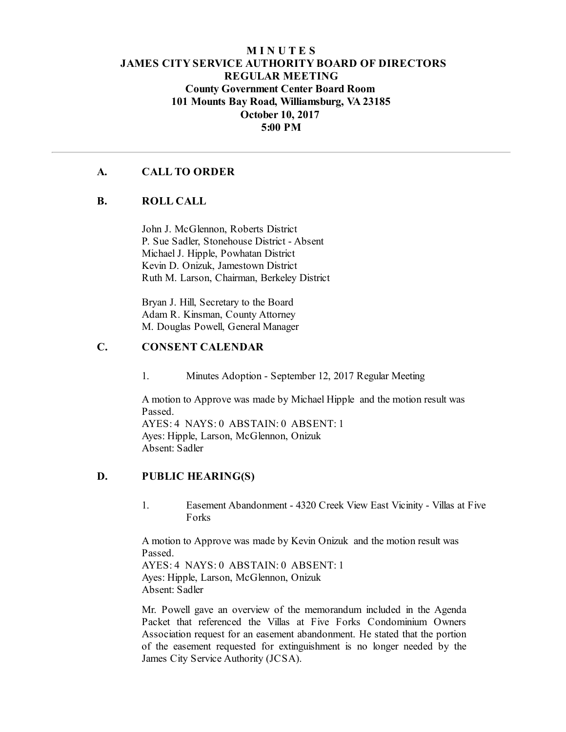# M I N U T E S
# JAMES CITY SERVICE AUTHORITY BOARD OF DIRECTORS
# REGULAR MEETING
## County Government Center Board Room
## 101 Mounts Bay Road, Williamsburg, VA 23185
## October 10, 2017
## 5:00 PM

---

## A. CALL TO ORDER

## B. ROLL CALL

John J. McGlennon, Roberts District
P. Sue Sadler, Stonehouse District - Absent
Michael J. Hipple, Powhatan District
Kevin D. Onizuk, Jamestown District
Ruth M. Larson, Chairman, Berkeley District

Bryan J. Hill, Secretary to the Board
Adam R. Kinsman, County Attorney
M. Douglas Powell, General Manager

## C. CONSENT CALENDAR

1. Minutes Adoption - September 12, 2017 Regular Meeting

A motion to Approve was made by Michael Hipple and the motion result was Passed.
AYES: 4 NAYS: 0 ABSTAIN: 0 ABSENT: 1
Ayes: Hipple, Larson, McGlennon, Onizuk
Absent: Sadler

## D. PUBLIC HEARING(S)

1. Easement Abandonment - 4320 Creek View East Vicinity - Villas at Five Forks

A motion to Approve was made by Kevin Onizuk and the motion result was Passed.
AYES: 4 NAYS: 0 ABSTAIN: 0 ABSENT: 1
Ayes: Hipple, Larson, McGlennon, Onizuk
Absent: Sadler

Mr. Powell gave an overview of the memorandum included in the Agenda Packet that referenced the Villas at Five Forks Condominium Owners Association request for an easement abandonment. He stated that the portion of the easement requested for extinguishment is no longer needed by the James City Service Authority (JCSA).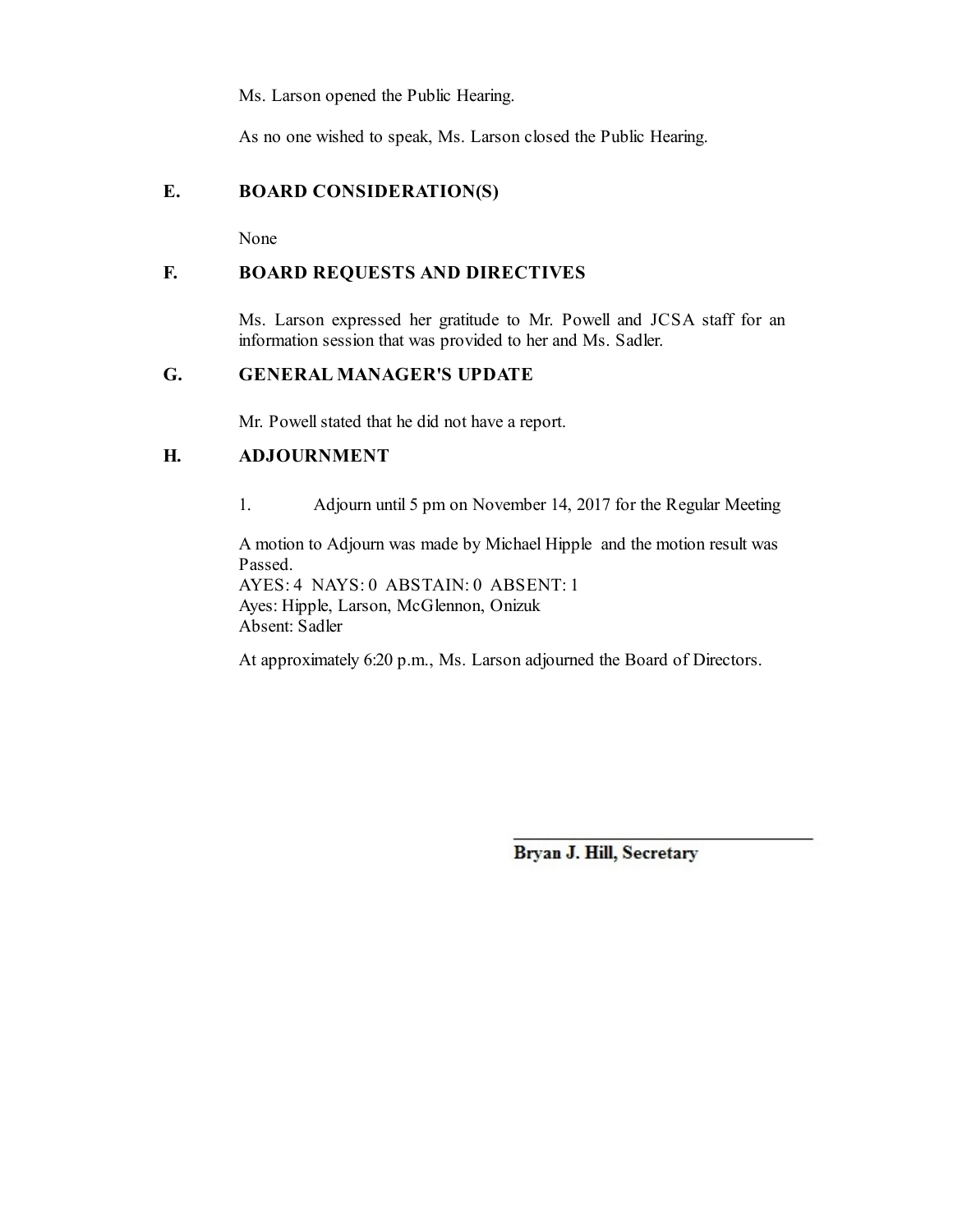Ms. Larson opened the Public Hearing.

As no one wished to speak, Ms. Larson closed the Public Hearing.

## E. BOARD CONSIDERATION(S)

None

## F. BOARD REQUESTS AND DIRECTIVES

Ms. Larson expressed her gratitude to Mr. Powell and JCSA staff for an information session that was provided to her and Ms. Sadler.

## G. GENERAL MANAGER'S UPDATE

Mr. Powell stated that he did not have a report.

## H. ADJOURNMENT

1. Adjourn until 5 pm on November 14, 2017 for the Regular Meeting

A motion to Adjourn was made by Michael Hipple and the motion result was Passed.
AYES: 4 NAYS: 0 ABSTAIN: 0 ABSENT: 1
Ayes: Hipple, Larson, McGlennon, Onizuk
Absent: Sadler

At approximately 6:20 p.m., Ms. Larson adjourned the Board of Directors.

\_\_\_\_\_\_\_\_\_\_\_\_\_\_\_\_\_\_\_\_\_\_\_\_\_\_\_\_\_\_

**Bryan J. Hill, Secretary**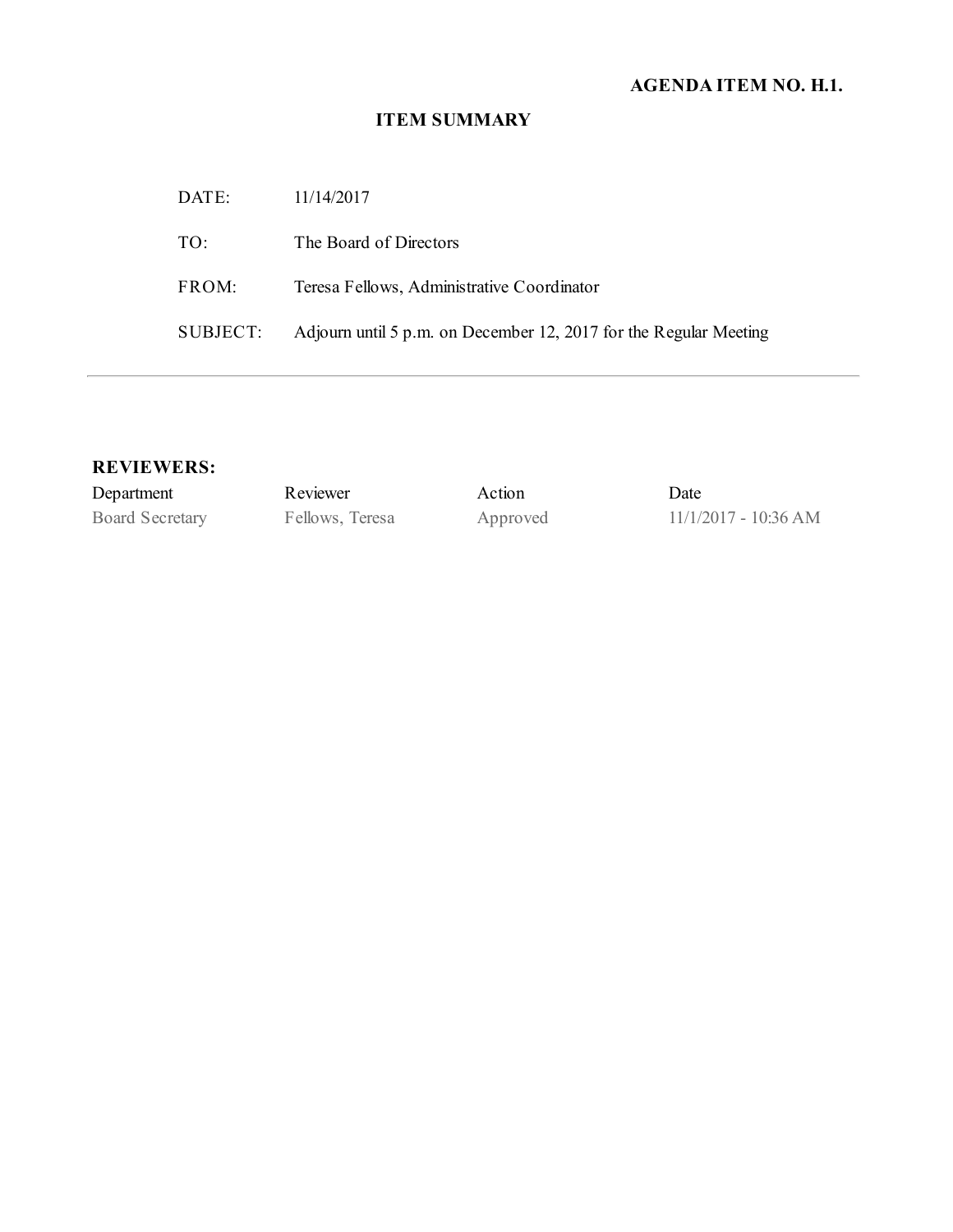**AGENDA ITEM NO. H.1.**

## ITEM SUMMARY

| | |
|---|---|
| DATE: | 11/14/2017 |
| TO: | The Board of Directors |
| FROM: | Teresa Fellows, Administrative Coordinator |
| SUBJECT: | Adjourn until 5 p.m. on December 12, 2017 for the Regular Meeting |

---

### REVIEWERS:

| Department | Reviewer | Action | Date |
|---|---|---|---|
| Board Secretary | Fellows, Teresa | Approved | 11/1/2017 - 10:36 AM |